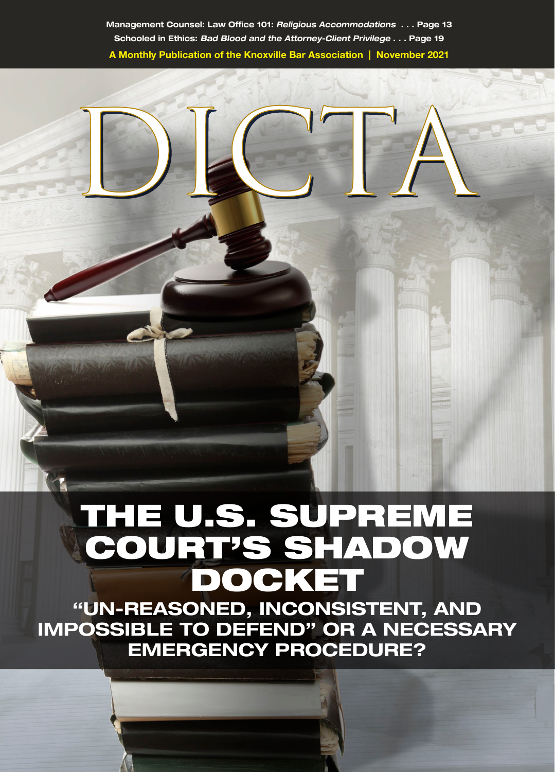**Management Counsel:** Law Office 101: *Religious Accommodations* . . . Page 13

**Schooled in Ethics:** *Bad Blood and the Attorney-Client Privilege* . . . Page 19

A Monthly Publication of the Knoxville Bar Association | November 2021

# DICTA

# THE U.S. SUPREME COURT'S SHADOW DOCKET

## "UN-REASONED, INCONSISTENT, AND IMPOSSIBLE TO DEFEND" OR A NECESSARY EMERGENCY PROCEDURE?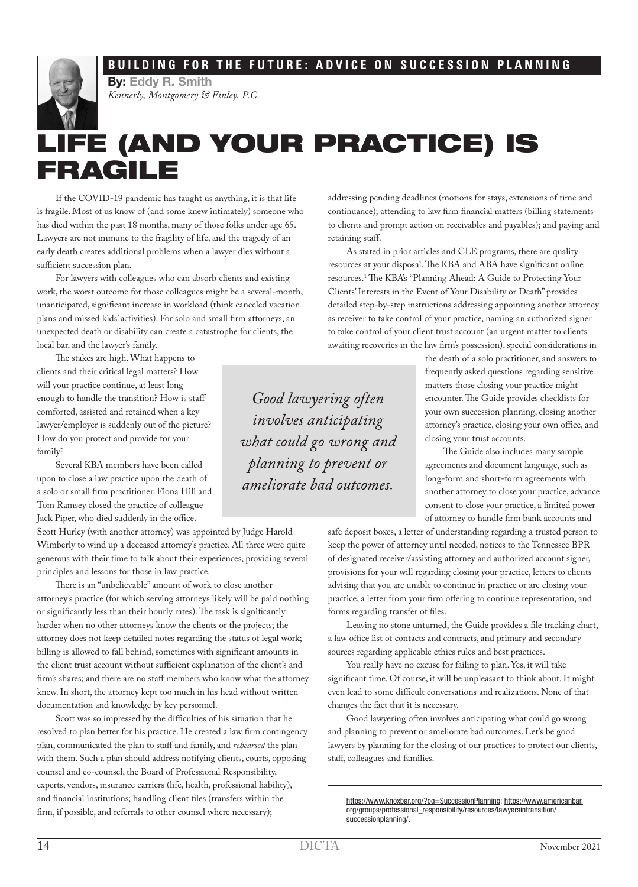BUILDING FOR THE FUTURE: ADVICE ON SUCCESSION PLANNING

**By:** Eddy R. Smith
*Kennerly, Montgomery & Finley, P.C.*

# LIFE (AND YOUR PRACTICE) IS FRAGILE

If the COVID-19 pandemic has taught us anything, it is that life is fragile. Most of us know of (and some knew intimately) someone who has died within the past 18 months, many of those folks under age 65. Lawyers are not immune to the fragility of life, and the tragedy of an early death creates additional problems when a lawyer dies without a sufficient succession plan.

For lawyers with colleagues who can absorb clients and existing work, the worst outcome for those colleagues might be a several-month, unanticipated, significant increase in workload (think canceled vacation plans and missed kids' activities). For solo and small firm attorneys, an unexpected death or disability can create a catastrophe for clients, the local bar, and the lawyer's family.

The stakes are high. What happens to clients and their critical legal matters? How will your practice continue, at least long enough to handle the transition? How is staff comforted, assisted and retained when a key lawyer/employer is suddenly out of the picture? How do you protect and provide for your family?

Several KBA members have been called upon to close a law practice upon the death of a solo or small firm practitioner. Fiona Hill and Tom Ramsey closed the practice of colleague Jack Piper, who died suddenly in the office. Scott Hurley (with another attorney) was appointed by Judge Harold Wimberly to wind up a deceased attorney's practice. All three were quite generous with their time to talk about their experiences, providing several principles and lessons for those in law practice.

> *Good lawyering often involves anticipating what could go wrong and planning to prevent or ameliorate bad outcomes.*

There is an "unbelievable" amount of work to close another attorney's practice (for which serving attorneys likely will be paid nothing or significantly less than their hourly rates). The task is significantly harder when no other attorneys know the clients or the projects; the attorney does not keep detailed notes regarding the status of legal work; billing is allowed to fall behind, sometimes with significant amounts in the client trust account without sufficient explanation of the client's and firm's shares; and there are no staff members who know what the attorney knew. In short, the attorney kept too much in his head without written documentation and knowledge by key personnel.

Scott was so impressed by the difficulties of his situation that he resolved to plan better for his practice. He created a law firm contingency plan, communicated the plan to staff and family, and *rehearsed* the plan with them. Such a plan should address notifying clients, courts, opposing counsel and co-counsel, the Board of Professional Responsibility, experts, vendors, insurance carriers (life, health, professional liability), and financial institutions; handling client files (transfers within the firm, if possible, and referrals to other counsel where necessary); addressing pending deadlines (motions for stays, extensions of time and continuance); attending to law firm financial matters (billing statements to clients and prompt action on receivables and payables); and paying and retaining staff.

As stated in prior articles and CLE programs, there are quality resources at your disposal. The KBA and ABA have significant online resources.[1] The KBA's "Planning Ahead: A Guide to Protecting Your Clients' Interests in the Event of Your Disability or Death" provides detailed step-by-step instructions addressing appointing another attorney as receiver to take control of your practice, naming an authorized signer to take control of your client trust account (an urgent matter to clients awaiting recoveries in the law firm's possession), special considerations in the death of a solo practitioner, and answers to frequently asked questions regarding sensitive matters those closing your practice might encounter. The Guide provides checklists for your own succession planning, closing another attorney's practice, closing your own office, and closing your trust accounts.

The Guide also includes many sample agreements and document language, such as long-form and short-form agreements with another attorney to close your practice, advance consent to close your practice, a limited power of attorney to handle firm bank accounts and safe deposit boxes, a letter of understanding regarding a trusted person to keep the power of attorney until needed, notices to the Tennessee BPR of designated receiver/assisting attorney and authorized account signer, provisions for your will regarding closing your practice, letters to clients advising that you are unable to continue in practice or are closing your practice, a letter from your firm offering to continue representation, and forms regarding transfer of files.

Leaving no stone unturned, the Guide provides a file tracking chart, a law office list of contacts and contracts, and primary and secondary sources regarding applicable ethics rules and best practices.

You really have no excuse for failing to plan. Yes, it will take significant time. Of course, it will be unpleasant to think about. It might even lead to some difficult conversations and realizations. None of that changes the fact that it is necessary.

Good lawyering often involves anticipating what could go wrong and planning to prevent or ameliorate bad outcomes. Let's be good lawyers by planning for the closing of our practices to protect our clients, staff, colleagues and families.

---

[1] https://www.knoxbar.org/?pg=SuccessionPlanning; https://www.americanbar.org/groups/professional_responsibility/resources/lawyersintransition/successionplanning/.